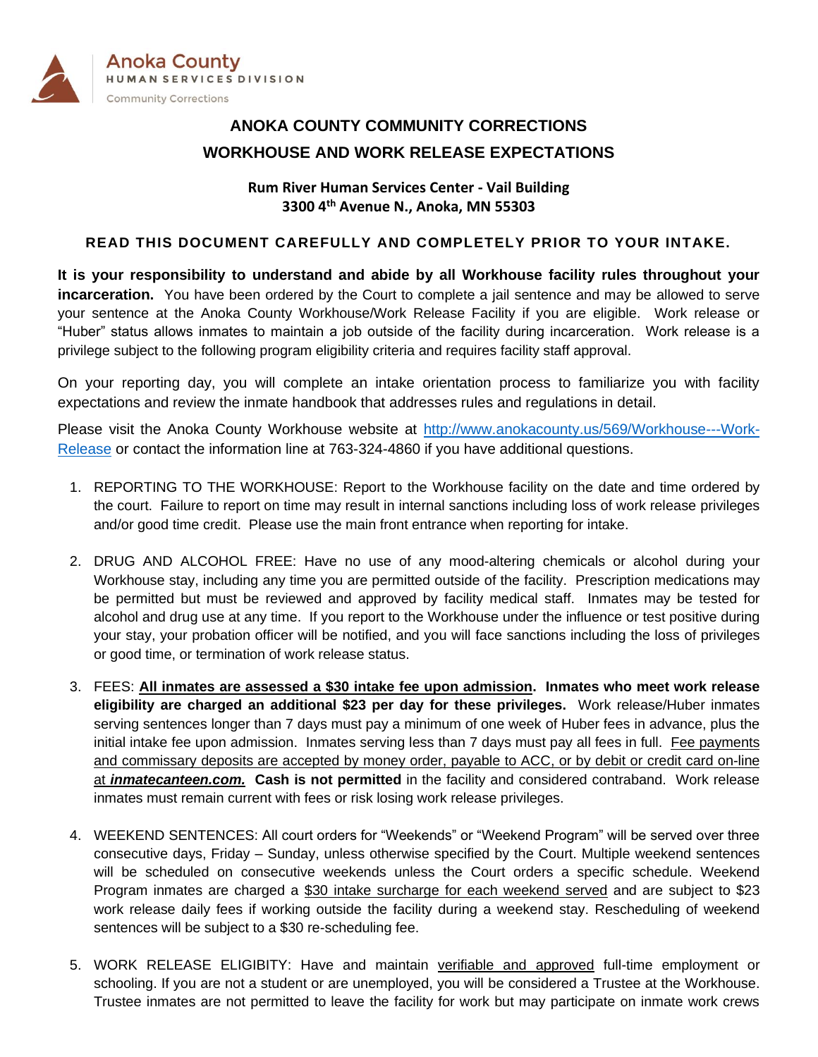Anoka County
HUMAN SERVICES DIVISION
Community Corrections

# ANOKA COUNTY COMMUNITY CORRECTIONS
# WORKHOUSE AND WORK RELEASE EXPECTATIONS

**Rum River Human Services Center - Vail Building**
**3300 4th Avenue N., Anoka, MN 55303**

**READ THIS DOCUMENT CAREFULLY AND COMPLETELY PRIOR TO YOUR INTAKE.**

**It is your responsibility to understand and abide by all Workhouse facility rules throughout your incarceration.** You have been ordered by the Court to complete a jail sentence and may be allowed to serve your sentence at the Anoka County Workhouse/Work Release Facility if you are eligible. Work release or "Huber" status allows inmates to maintain a job outside of the facility during incarceration. Work release is a privilege subject to the following program eligibility criteria and requires facility staff approval.

On your reporting day, you will complete an intake orientation process to familiarize you with facility expectations and review the inmate handbook that addresses rules and regulations in detail.

Please visit the Anoka County Workhouse website at [http://www.anokacounty.us/569/Workhouse---Work-Release](http://www.anokacounty.us/569/Workhouse---Work-Release) or contact the information line at 763-324-4860 if you have additional questions.

1. REPORTING TO THE WORKHOUSE: Report to the Workhouse facility on the date and time ordered by the court. Failure to report on time may result in internal sanctions including loss of work release privileges and/or good time credit. Please use the main front entrance when reporting for intake.

2. DRUG AND ALCOHOL FREE: Have no use of any mood-altering chemicals or alcohol during your Workhouse stay, including any time you are permitted outside of the facility. Prescription medications may be permitted but must be reviewed and approved by facility medical staff. Inmates may be tested for alcohol and drug use at any time. If you report to the Workhouse under the influence or test positive during your stay, your probation officer will be notified, and you will face sanctions including the loss of privileges or good time, or termination of work release status.

3. FEES: **All inmates are assessed a $30 intake fee upon admission. Inmates who meet work release eligibility are charged an additional $23 per day for these privileges.** Work release/Huber inmates serving sentences longer than 7 days must pay a minimum of one week of Huber fees in advance, plus the initial intake fee upon admission. Inmates serving less than 7 days must pay all fees in full. Fee payments and commissary deposits are accepted by money order, payable to ACC, or by debit or credit card on-line at ***inmatecanteen.com.*** **Cash is not permitted** in the facility and considered contraband. Work release inmates must remain current with fees or risk losing work release privileges.

4. WEEKEND SENTENCES: All court orders for "Weekends" or "Weekend Program" will be served over three consecutive days, Friday – Sunday, unless otherwise specified by the Court. Multiple weekend sentences will be scheduled on consecutive weekends unless the Court orders a specific schedule. Weekend Program inmates are charged a $30 intake surcharge for each weekend served and are subject to $23 work release daily fees if working outside the facility during a weekend stay. Rescheduling of weekend sentences will be subject to a $30 re-scheduling fee.

5. WORK RELEASE ELIGIBITY: Have and maintain verifiable and approved full-time employment or schooling. If you are not a student or are unemployed, you will be considered a Trustee at the Workhouse. Trustee inmates are not permitted to leave the facility for work but may participate on inmate work crews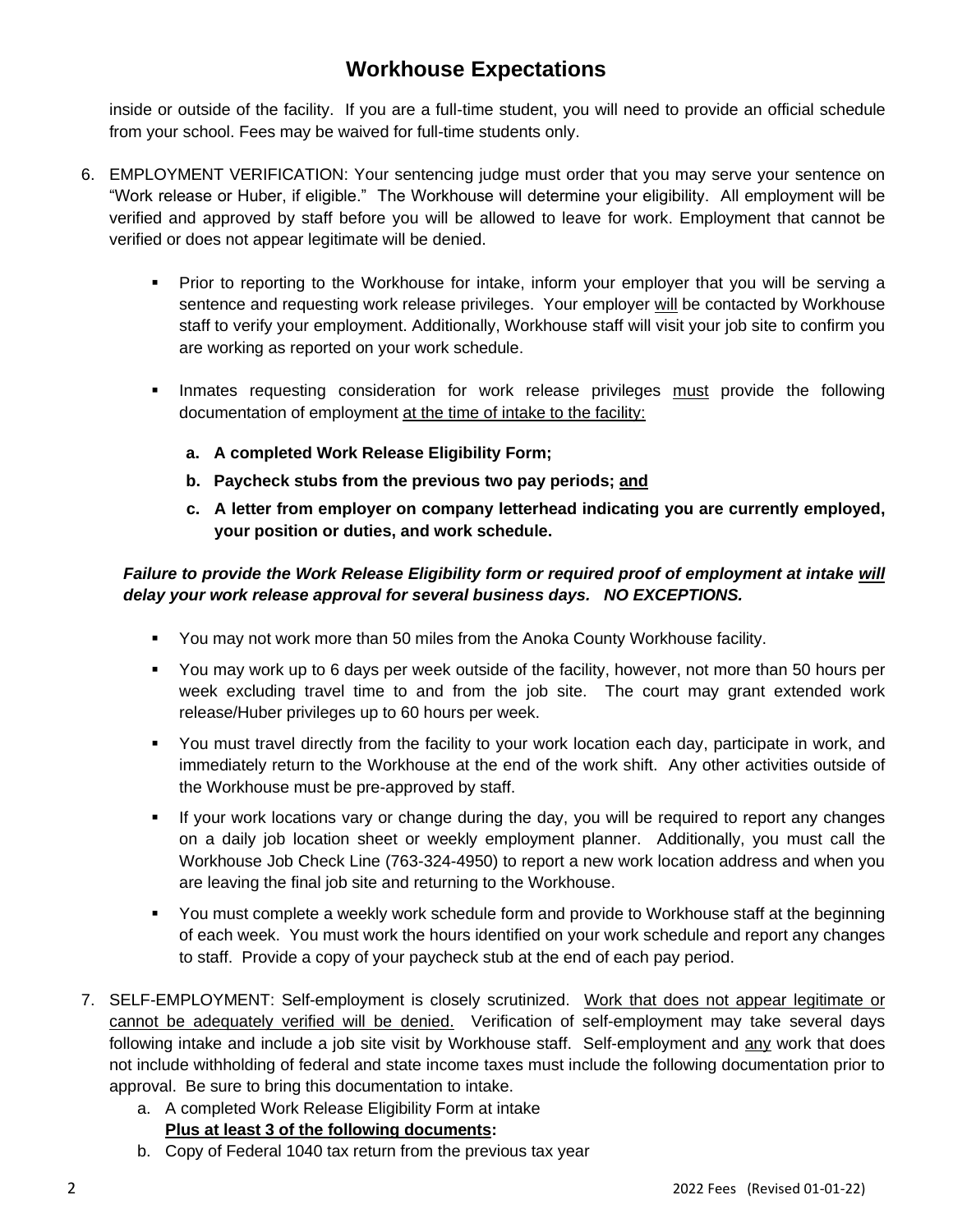# Workhouse Expectations

inside or outside of the facility. If you are a full-time student, you will need to provide an official schedule from your school. Fees may be waived for full-time students only.

6. EMPLOYMENT VERIFICATION: Your sentencing judge must order that you may serve your sentence on "Work release or Huber, if eligible." The Workhouse will determine your eligibility. All employment will be verified and approved by staff before you will be allowed to leave for work. Employment that cannot be verified or does not appear legitimate will be denied.

   - Prior to reporting to the Workhouse for intake, inform your employer that you will be serving a sentence and requesting work release privileges. Your employer will be contacted by Workhouse staff to verify your employment. Additionally, Workhouse staff will visit your job site to confirm you are working as reported on your work schedule.

   - Inmates requesting consideration for work release privileges must provide the following documentation of employment at the time of intake to the facility:

     **a. A completed Work Release Eligibility Form;**

     **b. Paycheck stubs from the previous two pay periods; and**

     **c. A letter from employer on company letterhead indicating you are currently employed, your position or duties, and work schedule.**

   ***Failure to provide the Work Release Eligibility form or required proof of employment at intake will delay your work release approval for several business days. NO EXCEPTIONS.***

   - You may not work more than 50 miles from the Anoka County Workhouse facility.

   - You may work up to 6 days per week outside of the facility, however, not more than 50 hours per week excluding travel time to and from the job site. The court may grant extended work release/Huber privileges up to 60 hours per week.

   - You must travel directly from the facility to your work location each day, participate in work, and immediately return to the Workhouse at the end of the work shift. Any other activities outside of the Workhouse must be pre-approved by staff.

   - If your work locations vary or change during the day, you will be required to report any changes on a daily job location sheet or weekly employment planner. Additionally, you must call the Workhouse Job Check Line (763-324-4950) to report a new work location address and when you are leaving the final job site and returning to the Workhouse.

   - You must complete a weekly work schedule form and provide to Workhouse staff at the beginning of each week. You must work the hours identified on your work schedule and report any changes to staff. Provide a copy of your paycheck stub at the end of each pay period.

7. SELF-EMPLOYMENT: Self-employment is closely scrutinized. Work that does not appear legitimate or cannot be adequately verified will be denied. Verification of self-employment may take several days following intake and include a job site visit by Workhouse staff. Self-employment and any work that does not include withholding of federal and state income taxes must include the following documentation prior to approval. Be sure to bring this documentation to intake.

   a. A completed Work Release Eligibility Form at intake
      **Plus at least 3 of the following documents:**

   b. Copy of Federal 1040 tax return from the previous tax year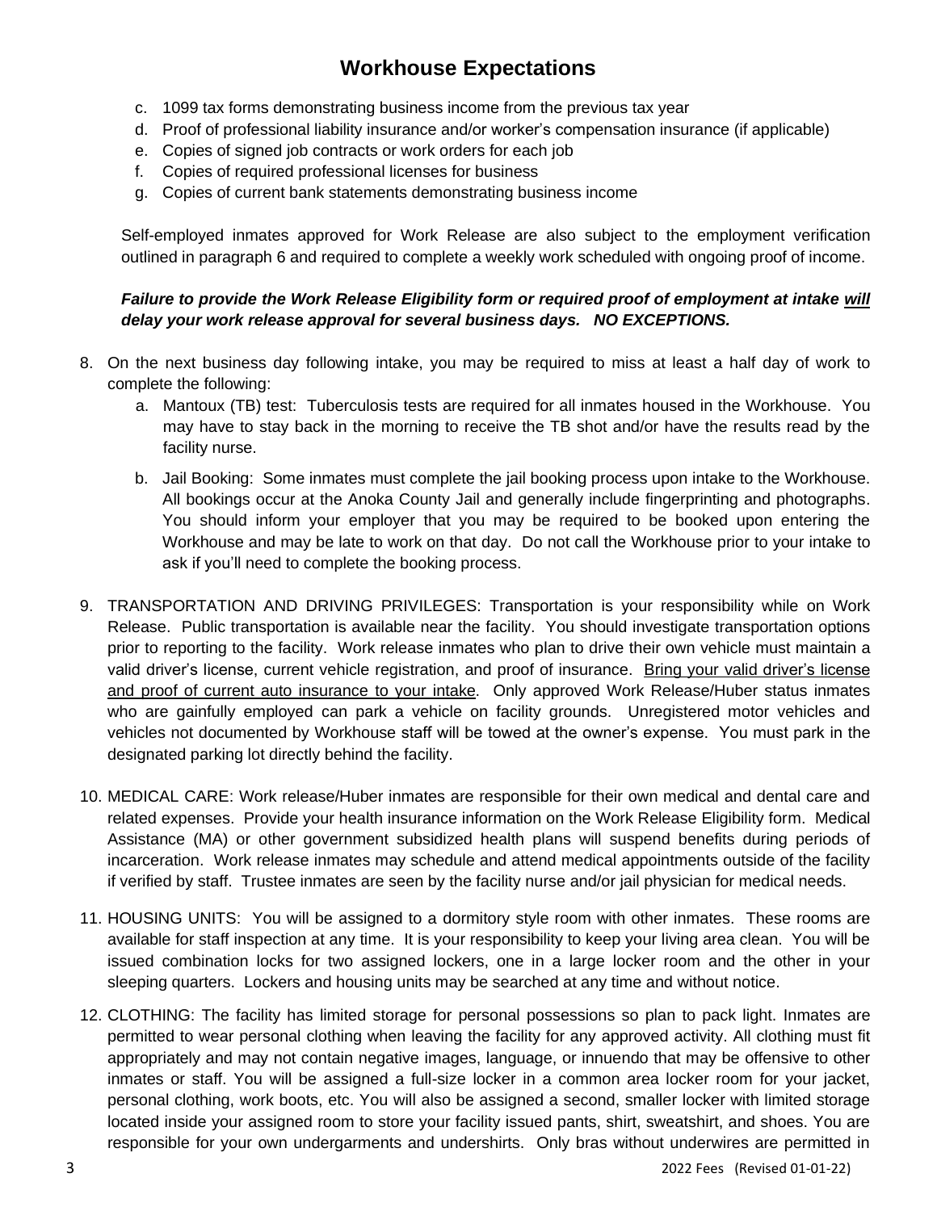# Workhouse Expectations

c. 1099 tax forms demonstrating business income from the previous tax year
d. Proof of professional liability insurance and/or worker's compensation insurance (if applicable)
e. Copies of signed job contracts or work orders for each job
f. Copies of required professional licenses for business
g. Copies of current bank statements demonstrating business income

Self-employed inmates approved for Work Release are also subject to the employment verification outlined in paragraph 6 and required to complete a weekly work scheduled with ongoing proof of income.

***Failure to provide the Work Release Eligibility form or required proof of employment at intake <u>will</u> delay your work release approval for several business days. NO EXCEPTIONS.***

8. On the next business day following intake, you may be required to miss at least a half day of work to complete the following:
   a. Mantoux (TB) test: Tuberculosis tests are required for all inmates housed in the Workhouse. You may have to stay back in the morning to receive the TB shot and/or have the results read by the facility nurse.
   b. Jail Booking: Some inmates must complete the jail booking process upon intake to the Workhouse. All bookings occur at the Anoka County Jail and generally include fingerprinting and photographs. You should inform your employer that you may be required to be booked upon entering the Workhouse and may be late to work on that day. Do not call the Workhouse prior to your intake to ask if you'll need to complete the booking process.

9. TRANSPORTATION AND DRIVING PRIVILEGES: Transportation is your responsibility while on Work Release. Public transportation is available near the facility. You should investigate transportation options prior to reporting to the facility. Work release inmates who plan to drive their own vehicle must maintain a valid driver's license, current vehicle registration, and proof of insurance. <u>Bring your valid driver's license and proof of current auto insurance to your intake</u>. Only approved Work Release/Huber status inmates who are gainfully employed can park a vehicle on facility grounds. Unregistered motor vehicles and vehicles not documented by Workhouse staff will be towed at the owner's expense. You must park in the designated parking lot directly behind the facility.

10. MEDICAL CARE: Work release/Huber inmates are responsible for their own medical and dental care and related expenses. Provide your health insurance information on the Work Release Eligibility form. Medical Assistance (MA) or other government subsidized health plans will suspend benefits during periods of incarceration. Work release inmates may schedule and attend medical appointments outside of the facility if verified by staff. Trustee inmates are seen by the facility nurse and/or jail physician for medical needs.

11. HOUSING UNITS: You will be assigned to a dormitory style room with other inmates. These rooms are available for staff inspection at any time. It is your responsibility to keep your living area clean. You will be issued combination locks for two assigned lockers, one in a large locker room and the other in your sleeping quarters. Lockers and housing units may be searched at any time and without notice.

12. CLOTHING: The facility has limited storage for personal possessions so plan to pack light. Inmates are permitted to wear personal clothing when leaving the facility for any approved activity. All clothing must fit appropriately and may not contain negative images, language, or innuendo that may be offensive to other inmates or staff. You will be assigned a full-size locker in a common area locker room for your jacket, personal clothing, work boots, etc. You will also be assigned a second, smaller locker with limited storage located inside your assigned room to store your facility issued pants, shirt, sweatshirt, and shoes. You are responsible for your own undergarments and undershirts. Only bras without underwires are permitted in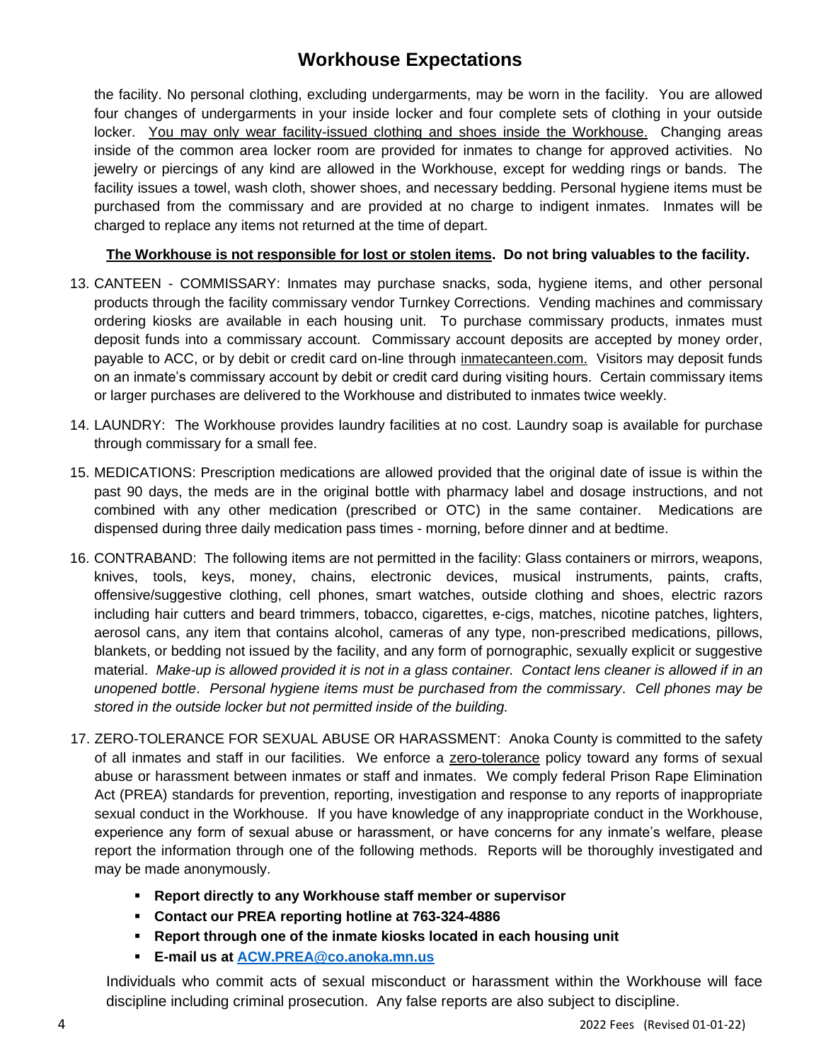the facility. No personal clothing, excluding undergarments, may be worn in the facility. You are allowed four changes of undergarments in your inside locker and four complete sets of clothing in your outside locker. You may only wear facility-issued clothing and shoes inside the Workhouse. Changing areas inside of the common area locker room are provided for inmates to change for approved activities. No jewelry or piercings of any kind are allowed in the Workhouse, except for wedding rings or bands. The facility issues a towel, wash cloth, shower shoes, and necessary bedding. Personal hygiene items must be purchased from the commissary and are provided at no charge to indigent inmates. Inmates will be charged to replace any items not returned at the time of depart.

**The Workhouse is not responsible for lost or stolen items. Do not bring valuables to the facility.**

13. CANTEEN - COMMISSARY: Inmates may purchase snacks, soda, hygiene items, and other personal products through the facility commissary vendor Turnkey Corrections. Vending machines and commissary ordering kiosks are available in each housing unit. To purchase commissary products, inmates must deposit funds into a commissary account. Commissary account deposits are accepted by money order, payable to ACC, or by debit or credit card on-line through inmatecanteen.com. Visitors may deposit funds on an inmate's commissary account by debit or credit card during visiting hours. Certain commissary items or larger purchases are delivered to the Workhouse and distributed to inmates twice weekly.

14. LAUNDRY: The Workhouse provides laundry facilities at no cost. Laundry soap is available for purchase through commissary for a small fee.

15. MEDICATIONS: Prescription medications are allowed provided that the original date of issue is within the past 90 days, the meds are in the original bottle with pharmacy label and dosage instructions, and not combined with any other medication (prescribed or OTC) in the same container. Medications are dispensed during three daily medication pass times - morning, before dinner and at bedtime.

16. CONTRABAND: The following items are not permitted in the facility: Glass containers or mirrors, weapons, knives, tools, keys, money, chains, electronic devices, musical instruments, paints, crafts, offensive/suggestive clothing, cell phones, smart watches, outside clothing and shoes, electric razors including hair cutters and beard trimmers, tobacco, cigarettes, e-cigs, matches, nicotine patches, lighters, aerosol cans, any item that contains alcohol, cameras of any type, non-prescribed medications, pillows, blankets, or bedding not issued by the facility, and any form of pornographic, sexually explicit or suggestive material. *Make-up is allowed provided it is not in a glass container. Contact lens cleaner is allowed if in an unopened bottle*. *Personal hygiene items must be purchased from the commissary*. *Cell phones may be stored in the outside locker but not permitted inside of the building.*

17. ZERO-TOLERANCE FOR SEXUAL ABUSE OR HARASSMENT: Anoka County is committed to the safety of all inmates and staff in our facilities. We enforce a zero-tolerance policy toward any forms of sexual abuse or harassment between inmates or staff and inmates. We comply federal Prison Rape Elimination Act (PREA) standards for prevention, reporting, investigation and response to any reports of inappropriate sexual conduct in the Workhouse. If you have knowledge of any inappropriate conduct in the Workhouse, experience any form of sexual abuse or harassment, or have concerns for any inmate's welfare, please report the information through one of the following methods. Reports will be thoroughly investigated and may be made anonymously.

    - **Report directly to any Workhouse staff member or supervisor**
    - **Contact our PREA reporting hotline at 763-324-4886**
    - **Report through one of the inmate kiosks located in each housing unit**
    - **E-mail us at ACW.PREA@co.anoka.mn.us**

    Individuals who commit acts of sexual misconduct or harassment within the Workhouse will face discipline including criminal prosecution. Any false reports are also subject to discipline.